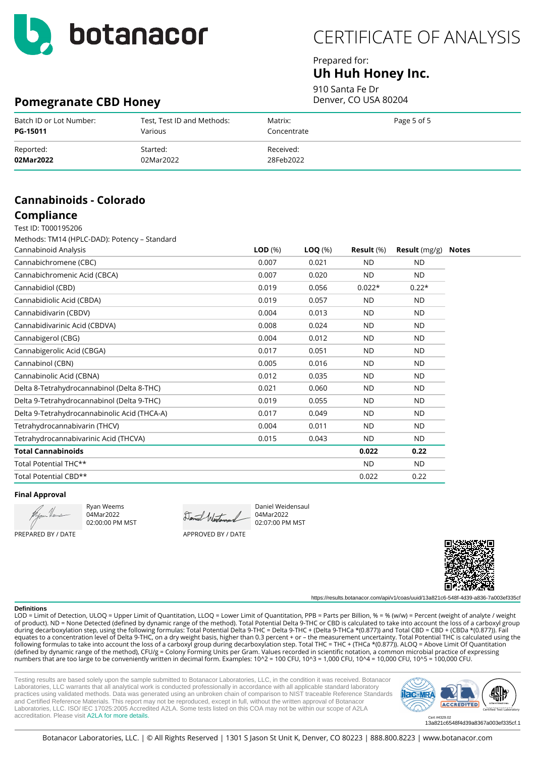# botanacor

# CERTIFICATE OF ANALYSIS

Prepared for:

**Uh Huh Honey Inc.**

910 Santa Fe Dr
Denver, CO USA 80204

## Pomegranate CBD Honey

| Batch ID or Lot Number: | Test, Test ID and Methods: | Matrix: | Page 5 of 5 |
|---|---|---|---|
| **PG-15011** | Various | Concentrate | |
| Reported: | Started: | Received: | |
| **02Mar2022** | 02Mar2022 | 28Feb2022 | |

## Cannabinoids - Colorado Compliance

Test ID: T000195206

Methods: TM14 (HPLC-DAD): Potency – Standard

| Cannabinoid Analysis | **LOD** (%) | **LOQ** (%) | **Result** (%) | **Result** (mg/g) | **Notes** |
|---|---|---|---|---|---|
| Cannabichromene (CBC) | 0.007 | 0.021 | ND | ND | |
| Cannabichromenic Acid (CBCA) | 0.007 | 0.020 | ND | ND | |
| Cannabidiol (CBD) | 0.019 | 0.056 | 0.022* | 0.22* | |
| Cannabidiolic Acid (CBDA) | 0.019 | 0.057 | ND | ND | |
| Cannabidivarin (CBDV) | 0.004 | 0.013 | ND | ND | |
| Cannabidivarinic Acid (CBDVA) | 0.008 | 0.024 | ND | ND | |
| Cannabigerol (CBG) | 0.004 | 0.012 | ND | ND | |
| Cannabigerolic Acid (CBGA) | 0.017 | 0.051 | ND | ND | |
| Cannabinol (CBN) | 0.005 | 0.016 | ND | ND | |
| Cannabinolic Acid (CBNA) | 0.012 | 0.035 | ND | ND | |
| Delta 8-Tetrahydrocannabinol (Delta 8-THC) | 0.021 | 0.060 | ND | ND | |
| Delta 9-Tetrahydrocannabinol (Delta 9-THC) | 0.019 | 0.055 | ND | ND | |
| Delta 9-Tetrahydrocannabinolic Acid (THCA-A) | 0.017 | 0.049 | ND | ND | |
| Tetrahydrocannabivarin (THCV) | 0.004 | 0.011 | ND | ND | |
| Tetrahydrocannabivarinic Acid (THCVA) | 0.015 | 0.043 | ND | ND | |
| **Total Cannabinoids** | | | **0.022** | **0.22** | |
| Total Potential THC** | | | ND | ND | |
| Total Potential CBD** | | | 0.022 | 0.22 | |

**Final Approval**

Ryan Weems
04Mar2022
02:00:00 PM MST

PREPARED BY / DATE

Daniel Weidensaul
04Mar2022
02:07:00 PM MST

APPROVED BY / DATE

https://results.botanacor.com/api/v1/coas/uuid/13a821c6-548f-4d39-a836-7a003ef335cf

**Definitions**

LOD = Limit of Detection, ULOQ = Upper Limit of Quantitation, LLOQ = Lower Limit of Quantitation, PPB = Parts per Billion, % = % (w/w) = Percent (weight of analyte / weight of product). ND = None Detected (defined by dynamic range of the method). Total Potential Delta 9-THC or CBD is calculated to take into account the loss of a carboxyl group during decarboxylation step, using the following formulas: Total Potential Delta 9-THC = Delta 9-THC + (Delta 9-THCa *(0.877)) and Total CBD = CBD + (CBDa *(0.877)). Fail equates to a concentration level of Delta 9-THC, on a dry weight basis, higher than 0.3 percent + or – the measurement uncertainty. Total Potential THC is calculated using the following formulas to take into account the loss of a carboxyl group during decarboxylation step. Total THC = THC + (THCa *(0.877)). ALOQ = Above Limit Of Quantitation (defined by dynamic range of the method), CFU/g = Colony Forming Units per Gram. Values recorded in scientific notation, a common microbial practice of expressing numbers that are too large to be conveniently written in decimal form. Examples: 10^2 = 100 CFU, 10^3 = 1,000 CFU, 10^4 = 10,000 CFU, 10^5 = 100,000 CFU.

Testing results are based solely upon the sample submitted to Botanacor Laboratories, LLC, in the condition it was received. Botanacor Laboratories, LLC warrants that all analytical work is conducted professionally in accordance with all applicable standard laboratory practices using validated methods. Data was generated using an unbroken chain of comparison to NIST traceable Reference Standards and Certified Reference Materials. This report may not be reproduced, except in full, without the written approval of Botanacor Laboratories, LLC. ISO/ IEC 17025:2005 Accredited A2LA. Some tests listed on this COA may not be within our scope of A2LA accreditation. Please visit A2LA for more details.

Cert #4329.02
13a821c6548f4d39a8367a003ef335cf.1

Botanacor Laboratories, LLC. | © All Rights Reserved | 1301 S Jason St Unit K, Denver, CO 80223 | 888.800.8223 | www.botanacor.com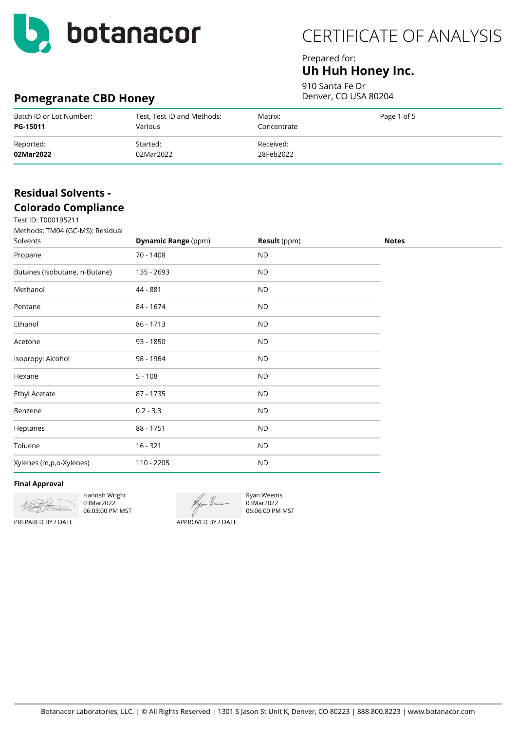# botanacor

# CERTIFICATE OF ANALYSIS

Prepared for:

**Uh Huh Honey Inc.**

910 Santa Fe Dr
Denver, CO USA 80204

## Pomegranate CBD Honey

| Batch ID or Lot Number: | Test, Test ID and Methods: | Matrix: | Page 1 of 5 |
|---|---|---|---|
| **PG-15011** | Various | Concentrate | |
| Reported: | Started: | Received: | |
| **02Mar2022** | 02Mar2022 | 28Feb2022 | |

## Residual Solvents - Colorado Compliance

Test ID: T000195211

Methods: TM04 (GC-MS): Residual Solvents

| | **Dynamic Range** (ppm) | **Result** (ppm) | **Notes** |
|---|---|---|---|
| Propane | 70 - 1408 | ND | |
| Butanes (Isobutane, n-Butane) | 135 - 2693 | ND | |
| Methanol | 44 - 881 | ND | |
| Pentane | 84 - 1674 | ND | |
| Ethanol | 86 - 1713 | ND | |
| Acetone | 93 - 1850 | ND | |
| Isopropyl Alcohol | 98 - 1964 | ND | |
| Hexane | 5 - 108 | ND | |
| Ethyl Acetate | 87 - 1735 | ND | |
| Benzene | 0.2 - 3.3 | ND | |
| Heptanes | 88 - 1751 | ND | |
| Toluene | 16 - 321 | ND | |
| Xylenes (m,p,o-Xylenes) | 110 - 2205 | ND | |

**Final Approval**

Hannah Wright
03Mar2022
06:03:00 PM MST

PREPARED BY / DATE

Ryan Weems
03Mar2022
06:06:00 PM MST

APPROVED BY / DATE

Botanacor Laboratories, LLC. | © All Rights Reserved | 1301 S Jason St Unit K, Denver, CO 80223 | 888.800.8223 | www.botanacor.com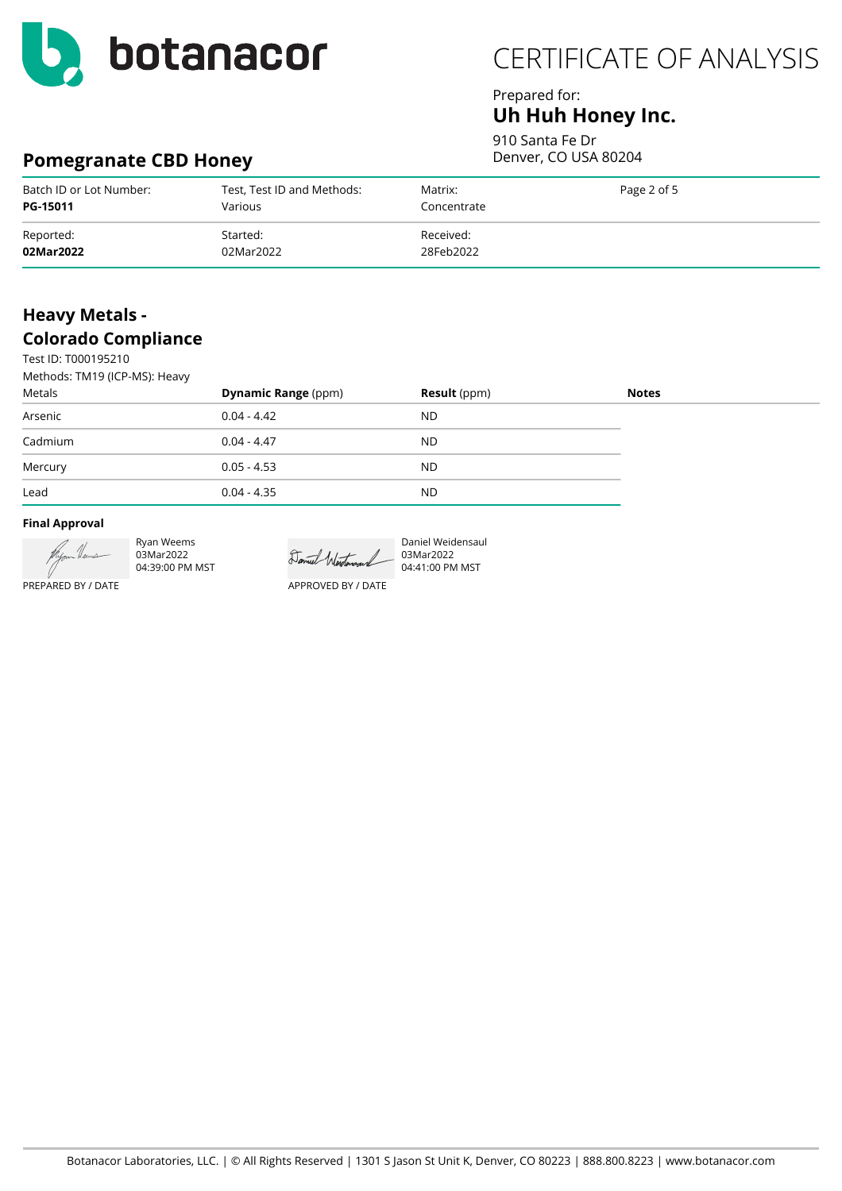botanacor

# CERTIFICATE OF ANALYSIS

Prepared for:
**Uh Huh Honey Inc.**
910 Santa Fe Dr
Denver, CO USA 80204

## Pomegranate CBD Honey

| Batch ID or Lot Number: | Test, Test ID and Methods: | Matrix: | Page 2 of 5 |
|---|---|---|---|
| **PG-15011** | Various | Concentrate | |
| Reported: | Started: | Received: | |
| **02Mar2022** | 02Mar2022 | 28Feb2022 | |

### Heavy Metals - Colorado Compliance

Test ID: T000195210
Methods: TM19 (ICP-MS): Heavy Metals

| | **Dynamic Range** (ppm) | **Result** (ppm) | **Notes** |
|---|---|---|---|
| Arsenic | 0.04 - 4.42 | ND | |
| Cadmium | 0.04 - 4.47 | ND | |
| Mercury | 0.05 - 4.53 | ND | |
| Lead | 0.04 - 4.35 | ND | |

**Final Approval**

Ryan Weems
03Mar2022
04:39:00 PM MST
PREPARED BY / DATE

Daniel Weidensaul
03Mar2022
04:41:00 PM MST
APPROVED BY / DATE

Botanacor Laboratories, LLC. | © All Rights Reserved | 1301 S Jason St Unit K, Denver, CO 80223 | 888.800.8223 | www.botanacor.com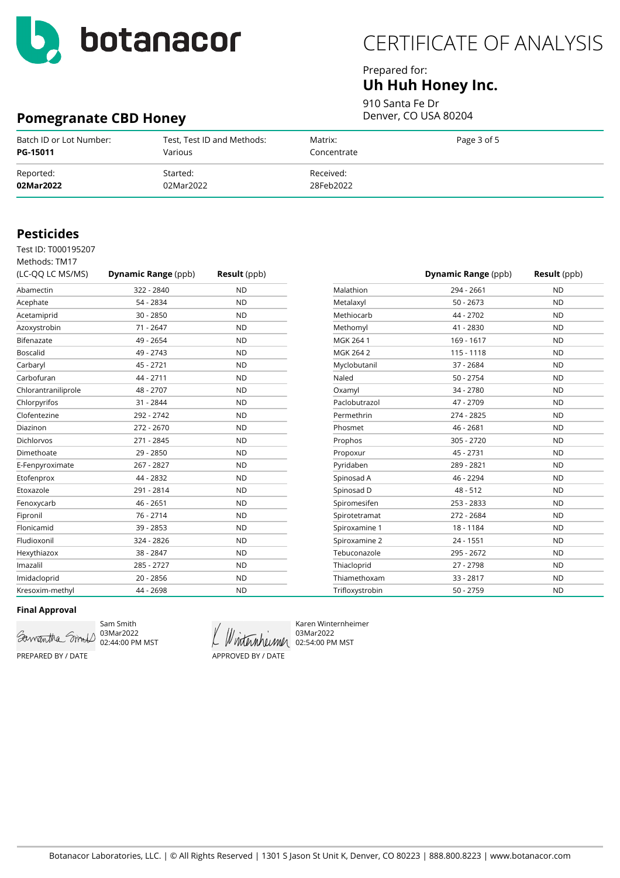# CERTIFICATE OF ANALYSIS

**botanacor**

Prepared for:
**Uh Huh Honey Inc.**
910 Santa Fe Dr
Denver, CO USA 80204

## Pomegranate CBD Honey

| Batch ID or Lot Number: | Test, Test ID and Methods: | Matrix: | Page 3 of 5 |
|---|---|---|---|
| **PG-15011** | Various | Concentrate | |
| Reported: | Started: | Received: | |
| **02Mar2022** | 02Mar2022 | 28Feb2022 | |

## Pesticides

Test ID: T000195207
Methods: TM17
(LC-QQ LC MS/MS)

| Analyte | **Dynamic Range** (ppb) | **Result** (ppb) |
|---|---|---|
| Abamectin | 322 - 2840 | ND |
| Acephate | 54 - 2834 | ND |
| Acetamiprid | 30 - 2850 | ND |
| Azoxystrobin | 71 - 2647 | ND |
| Bifenazate | 49 - 2654 | ND |
| Boscalid | 49 - 2743 | ND |
| Carbaryl | 45 - 2721 | ND |
| Carbofuran | 44 - 2711 | ND |
| Chlorantraniliprole | 48 - 2707 | ND |
| Chlorpyrifos | 31 - 2844 | ND |
| Clofentezine | 292 - 2742 | ND |
| Diazinon | 272 - 2670 | ND |
| Dichlorvos | 271 - 2845 | ND |
| Dimethoate | 29 - 2850 | ND |
| E-Fenpyroximate | 267 - 2827 | ND |
| Etofenprox | 44 - 2832 | ND |
| Etoxazole | 291 - 2814 | ND |
| Fenoxycarb | 46 - 2651 | ND |
| Fipronil | 76 - 2714 | ND |
| Flonicamid | 39 - 2853 | ND |
| Fludioxonil | 324 - 2826 | ND |
| Hexythiazox | 38 - 2847 | ND |
| Imazalil | 285 - 2727 | ND |
| Imidacloprid | 20 - 2856 | ND |
| Kresoxim-methyl | 44 - 2698 | ND |
| Malathion | 294 - 2661 | ND |
| Metalaxyl | 50 - 2673 | ND |
| Methiocarb | 44 - 2702 | ND |
| Methomyl | 41 - 2830 | ND |
| MGK 264 1 | 169 - 1617 | ND |
| MGK 264 2 | 115 - 1118 | ND |
| Myclobutanil | 37 - 2684 | ND |
| Naled | 50 - 2754 | ND |
| Oxamyl | 34 - 2780 | ND |
| Paclobutrazol | 47 - 2709 | ND |
| Permethrin | 274 - 2825 | ND |
| Phosmet | 46 - 2681 | ND |
| Prophos | 305 - 2720 | ND |
| Propoxur | 45 - 2731 | ND |
| Pyridaben | 289 - 2821 | ND |
| Spinosad A | 46 - 2294 | ND |
| Spinosad D | 48 - 512 | ND |
| Spiromesifen | 253 - 2833 | ND |
| Spirotetramat | 272 - 2684 | ND |
| Spiroxamine 1 | 18 - 1184 | ND |
| Spiroxamine 2 | 24 - 1551 | ND |
| Tebuconazole | 295 - 2672 | ND |
| Thiacloprid | 27 - 2798 | ND |
| Thiamethoxam | 33 - 2817 | ND |
| Trifloxystrobin | 50 - 2759 | ND |

**Final Approval**

Sam Smith
03Mar2022
02:44:00 PM MST
PREPARED BY / DATE

Karen Winternheimer
03Mar2022
02:54:00 PM MST
APPROVED BY / DATE

Botanacor Laboratories, LLC. | © All Rights Reserved | 1301 S Jason St Unit K, Denver, CO 80223 | 888.800.8223 | www.botanacor.com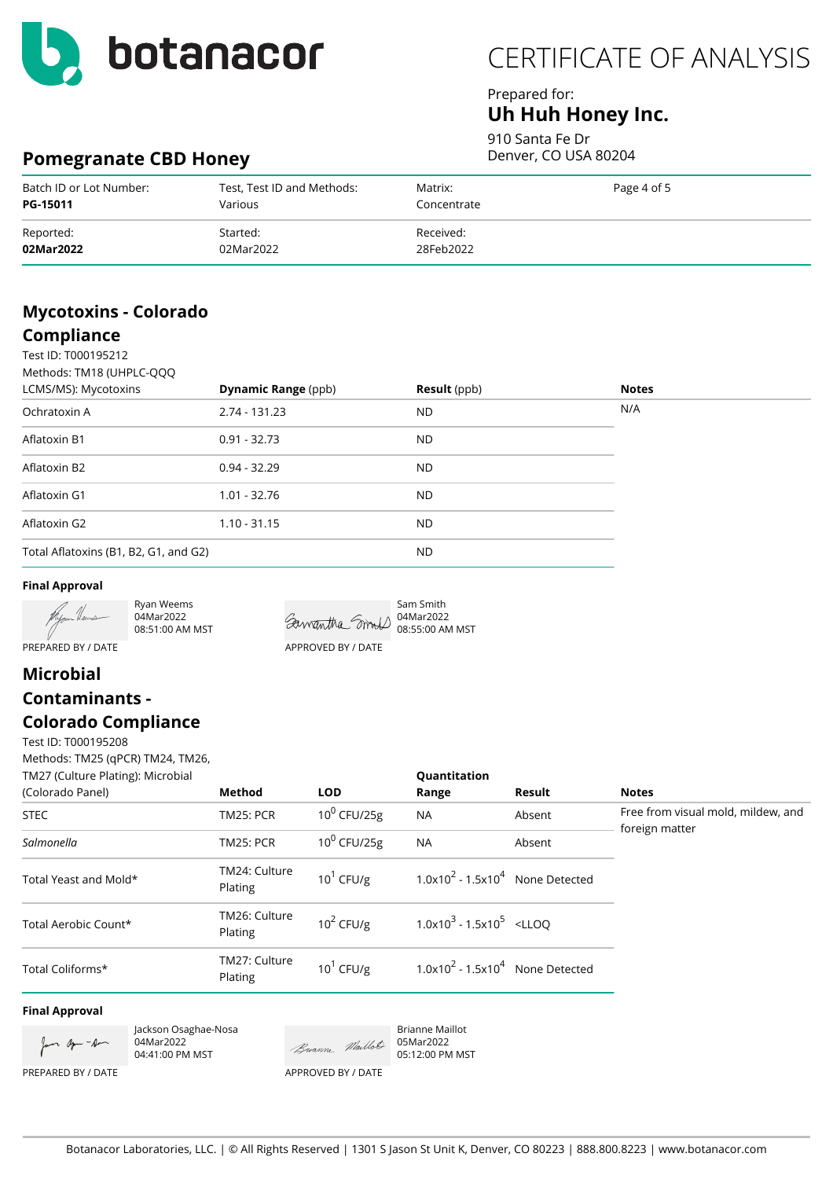# botanacor

# CERTIFICATE OF ANALYSIS

Prepared for:
**Uh Huh Honey Inc.**
910 Santa Fe Dr
Denver, CO USA 80204

## Pomegranate CBD Honey

| Batch ID or Lot Number: | Test, Test ID and Methods: | Matrix: | |
|---|---|---|---|
| **PG-15011** | Various | Concentrate | |
| Reported: | Started: | Received: | |
| **02Mar2022** | 02Mar2022 | 28Feb2022 | |

## Mycotoxins - Colorado Compliance

Test ID: T000195212
Methods: TM18 (UHPLC-QQQ LCMS/MS): Mycotoxins

| | **Dynamic Range** (ppb) | **Result** (ppb) | **Notes** |
|---|---|---|---|
| Ochratoxin A | 2.74 - 131.23 | ND | N/A |
| Aflatoxin B1 | 0.91 - 32.73 | ND | |
| Aflatoxin B2 | 0.94 - 32.29 | ND | |
| Aflatoxin G1 | 1.01 - 32.76 | ND | |
| Aflatoxin G2 | 1.10 - 31.15 | ND | |
| Total Aflatoxins (B1, B2, G1, and G2) | | ND | |

**Final Approval**

Ryan Weems
04Mar2022
08:51:00 AM MST
PREPARED BY / DATE

Sam Smith
04Mar2022
08:55:00 AM MST
APPROVED BY / DATE

## Microbial Contaminants - Colorado Compliance

Test ID: T000195208
Methods: TM25 (qPCR) TM24, TM26, TM27 (Culture Plating): Microbial (Colorado Panel)

| | Method | LOD | Quantitation Range | Result | Notes |
|---|---|---|---|---|---|
| STEC | TM25: PCR | $10^0$ CFU/25g | NA | Absent | Free from visual mold, mildew, and foreign matter |
| *Salmonella* | TM25: PCR | $10^0$ CFU/25g | NA | Absent | |
| Total Yeast and Mold* | TM24: Culture Plating | $10^1$ CFU/g | $1.0x10^2$ - $1.5x10^4$ | None Detected | |
| Total Aerobic Count* | TM26: Culture Plating | $10^2$ CFU/g | $1.0x10^3$ - $1.5x10^5$ | <LLOQ | |
| Total Coliforms* | TM27: Culture Plating | $10^1$ CFU/g | $1.0x10^2$ - $1.5x10^4$ | None Detected | |

**Final Approval**

Jackson Osaghae-Nosa
04Mar2022
04:41:00 PM MST
PREPARED BY / DATE

Brianne Maillot
05Mar2022
05:12:00 PM MST
APPROVED BY / DATE

Botanacor Laboratories, LLC. | © All Rights Reserved | 1301 S Jason St Unit K, Denver, CO 80223 | 888.800.8223 | www.botanacor.com